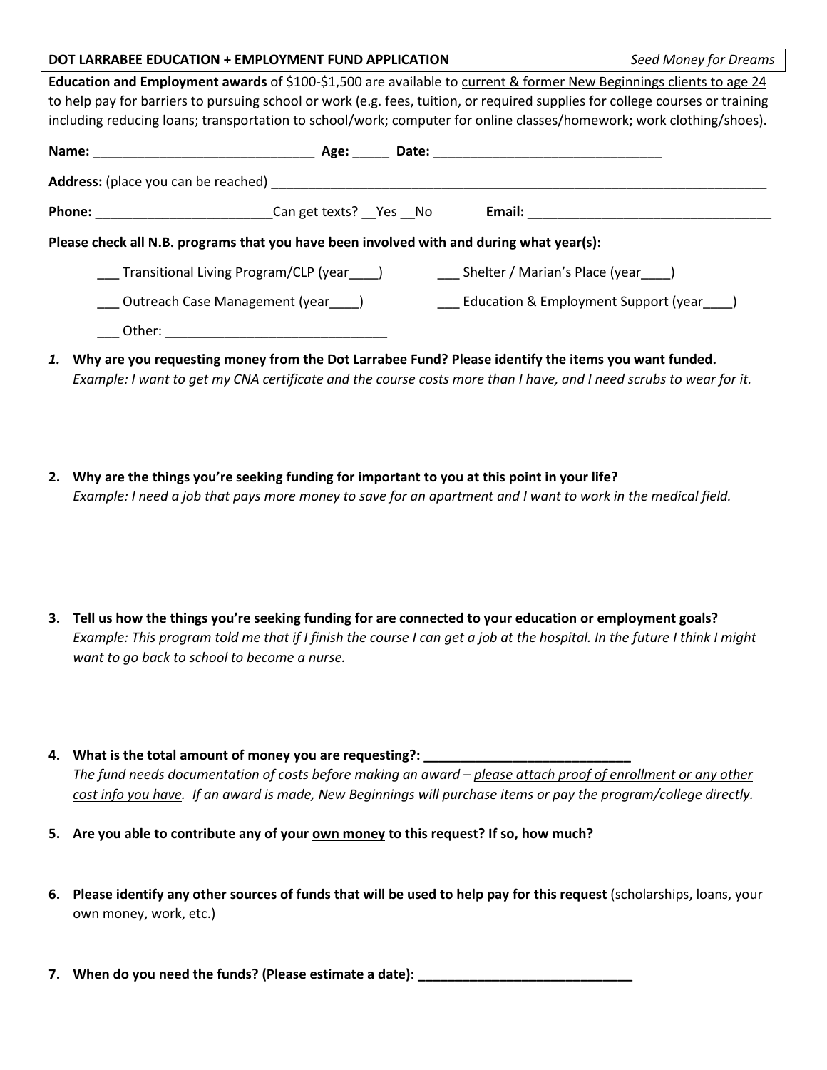**DOT LARRABEE EDUCATION + EMPLOYMENT FUND APPLICATION** *Seed Money for Dreams*

**Education and Employment awards** of $100-$1,500 are available to current & former New Beginnings clients to age 24 to help pay for barriers to pursuing school or work (e.g. fees, tuition, or required supplies for college courses or training including reducing loans; transportation to school/work; computer for online classes/homework; work clothing/shoes).

**Name:** ______________________________ **Age:** _____ **Date:** _______________________________

**Address:** (place you can be reached) ______________________________________________________________________

**Phone:** ________________________ Can get texts? __Yes __No **Email:** _________________________________

**Please check all N.B. programs that you have been involved with and during what year(s):**

___ Transitional Living Program/CLP (year____)

___ Shelter / Marian's Place (year____)

___ Outreach Case Management (year____)

___ Education & Employment Support (year____)

___ Other: ______________________________

1. **Why are you requesting money from the Dot Larrabee Fund? Please identify the items you want funded.**
   *Example: I want to get my CNA certificate and the course costs more than I have, and I need scrubs to wear for it.*

2. **Why are the things you're seeking funding for important to you at this point in your life?**
   *Example: I need a job that pays more money to save for an apartment and I want to work in the medical field.*

3. **Tell us how the things you're seeking funding for are connected to your education or employment goals?**
   *Example: This program told me that if I finish the course I can get a job at the hospital. In the future I think I might want to go back to school to become a nurse.*

4. **What is the total amount of money you are requesting?: ____________________________**
   *The fund needs documentation of costs before making an award – please attach proof of enrollment or any other cost info you have. If an award is made, New Beginnings will purchase items or pay the program/college directly.*

5. **Are you able to contribute any of your own money to this request? If so, how much?**

6. **Please identify any other sources of funds that will be used to help pay for this request** (scholarships, loans, your own money, work, etc.)

7. **When do you need the funds? (Please estimate a date): _____________________________**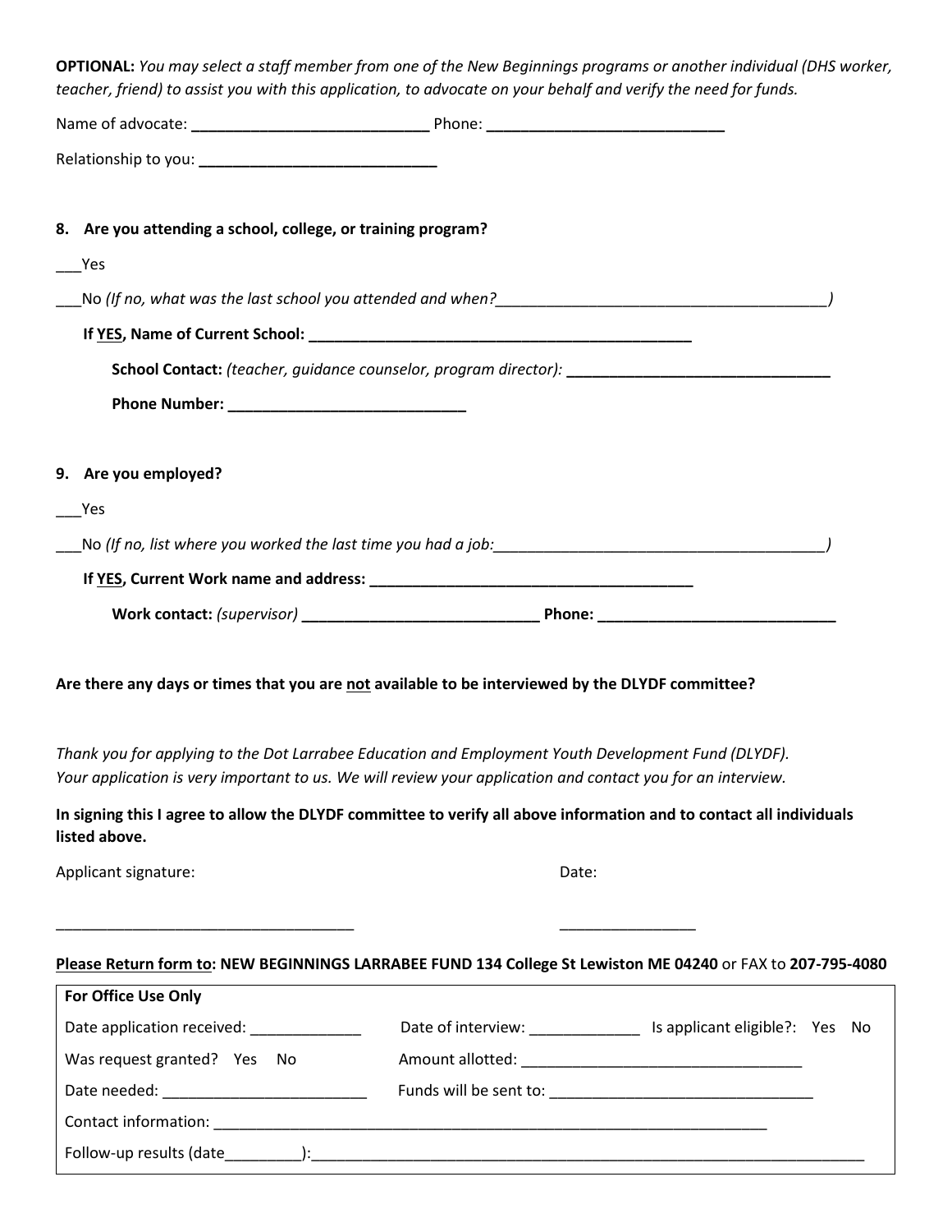**OPTIONAL:** *You may select a staff member from one of the New Beginnings programs or another individual (DHS worker, teacher, friend) to assist you with this application, to advocate on your behalf and verify the need for funds.*

Name of advocate: ____________________________ Phone: ____________________________

Relationship to you: ____________________________

**8. Are you attending a school, college, or training program?**

___Yes

___No *(If no, what was the last school you attended and when?_______________________________________)*

**If YES, Name of Current School: _______________________________________________**

**School Contact:** *(teacher, guidance counselor, program director):* _______________________________

**Phone Number: ____________________________**

**9. Are you employed?**

___Yes

___No *(If no, list where you worked the last time you had a job:________________________________________)*

**If YES, Current Work name and address: ______________________________________**

**Work contact:** *(supervisor)* ____________________________ **Phone: ____________________________**

**Are there any days or times that you are not available to be interviewed by the DLYDF committee?**

*Thank you for applying to the Dot Larrabee Education and Employment Youth Development Fund (DLYDF). Your application is very important to us. We will review your application and contact you for an interview.*

**In signing this I agree to allow the DLYDF committee to verify all above information and to contact all individuals listed above.**

Applicant signature: ___________________________________ Date: ________________

**Please Return form to: NEW BEGINNINGS LARRABEE FUND 134 College St Lewiston ME 04240** or FAX to **207-795-4080**

| **For Office Use Only** | | |
|---|---|---|
| Date application received: _____________ | Date of interview: _____________ | Is applicant eligible?: Yes No |
| Was request granted? Yes No | Amount allotted: _________________________________ | |
| Date needed: ________________________ | Funds will be sent to: _______________________________ | |
| Contact information: _____________________________________________________________________ | | |
| Follow-up results (date_________):_____________________________________________________________ | | |